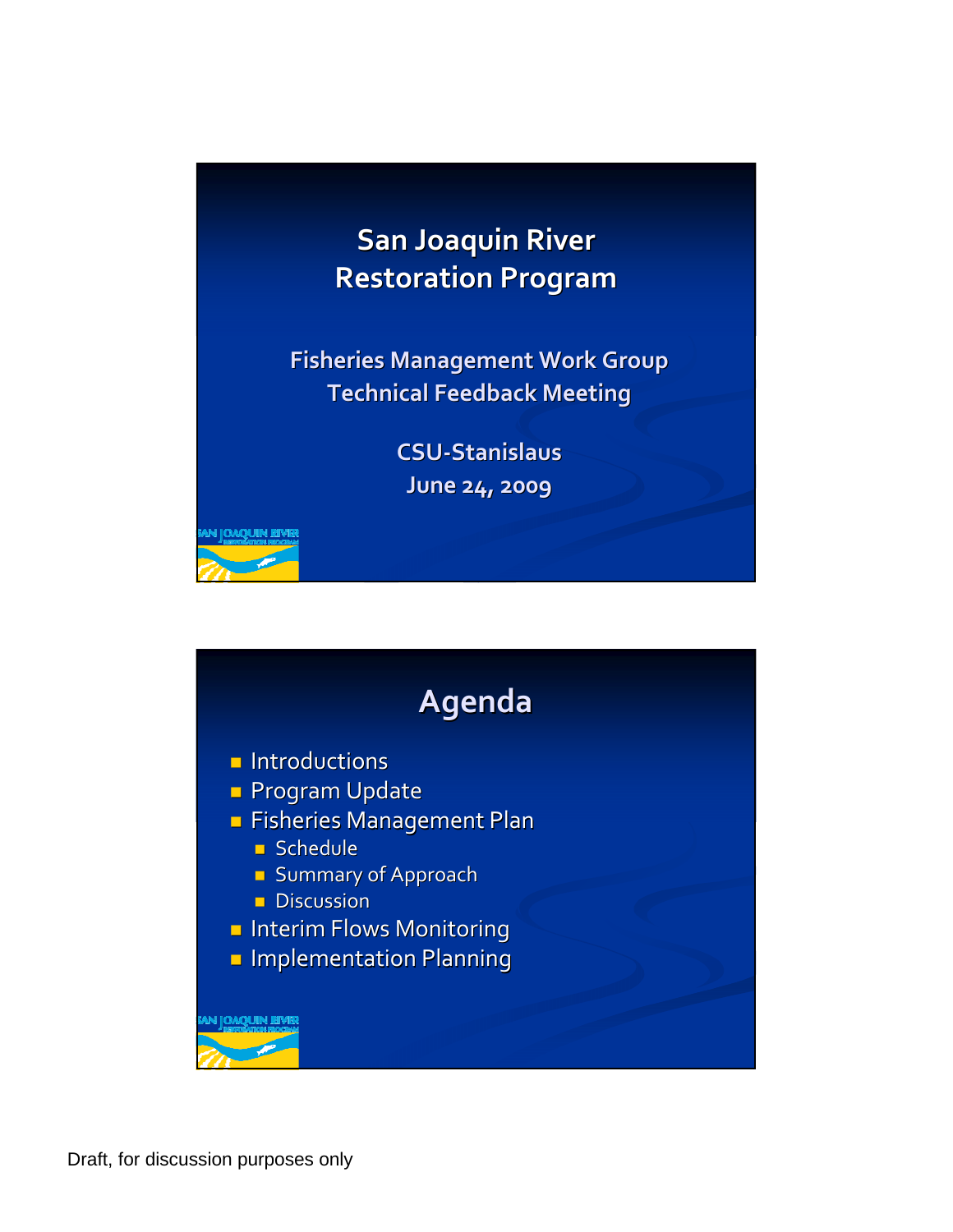# San Joaquin River Restoration Program

Fisheries Management Work Group
Technical Feedback Meeting

CSU-Stanislaus
June 24, 2009

## Agenda

- Introductions
- Program Update
- Fisheries Management Plan
  - Schedule
  - Summary of Approach
  - Discussion
- Interim Flows Monitoring
- Implementation Planning

Draft, for discussion purposes only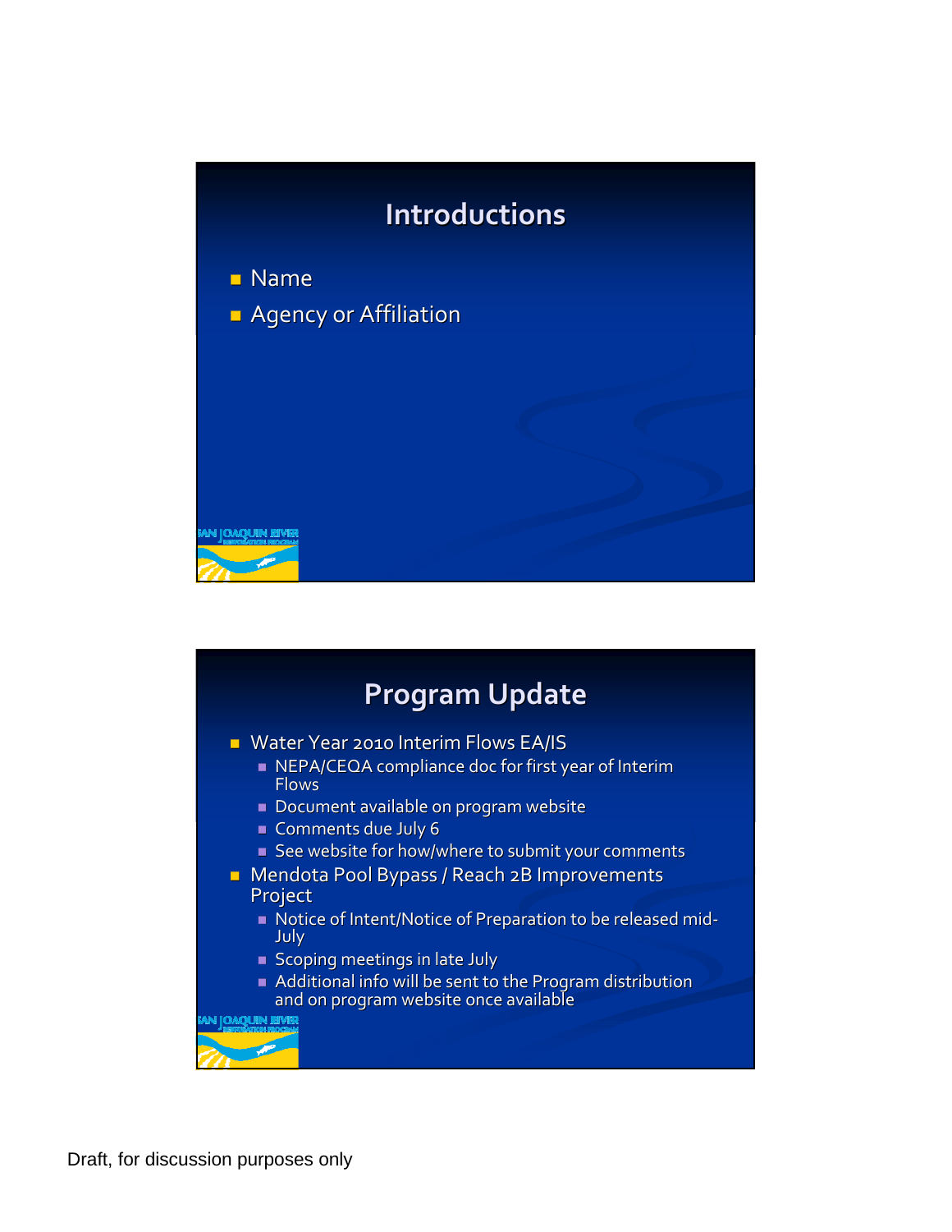## Introductions

- Name
- Agency or Affiliation

## Program Update

- Water Year 2010 Interim Flows EA/IS
  - NEPA/CEQA compliance doc for first year of Interim Flows
  - Document available on program website
  - Comments due July 6
  - See website for how/where to submit your comments
- Mendota Pool Bypass / Reach 2B Improvements Project
  - Notice of Intent/Notice of Preparation to be released mid-July
  - Scoping meetings in late July
  - Additional info will be sent to the Program distribution and on program website once available

Draft, for discussion purposes only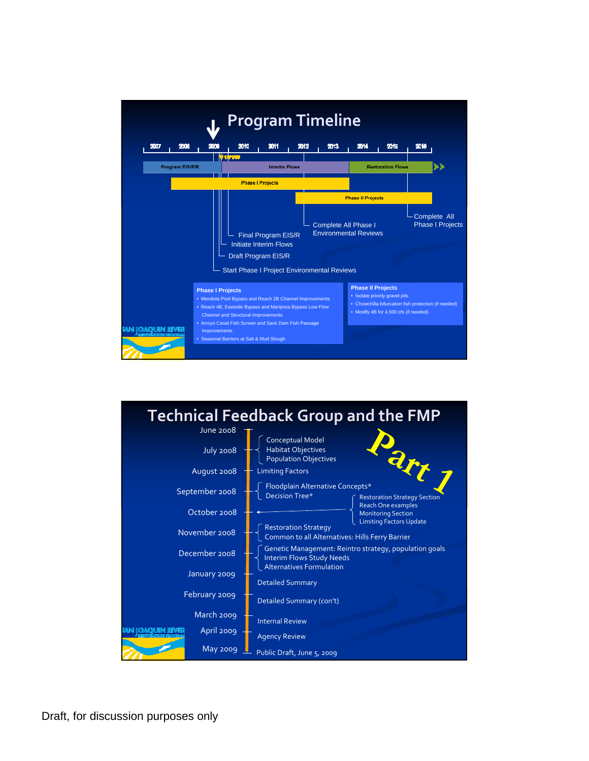## Program Timeline

2007 | 2008 | 2009 | 2010 | 2011 | 2012 | 2013 | 2014 | 2015 | 2016

10/1/09

- Program EIS/EIR
- Interim Flows
- Restoration Flows
- Phase I Projects
- Phase II Projects

- Start Phase I Project Environmental Reviews
- Draft Program EIS/R
- Final Program EIS/R
- Initiate Interim Flows
- Complete All Phase I Environmental Reviews
- Complete All Phase I Projects

**Phase I Projects**

- Mendota Pool Bypass and Reach 2B Channel Improvements
- Reach 4B, Eastside Bypass and Mariposa Bypass Low Flow Channel and Structural Improvements
- Arroyo Canal Fish Screen and Sack Dam Fish Passage Improvements
- Seasonal Barriers at Salt & Mud Slough

**Phase II Projects**

- Isolate priority gravel pits
- Chowchilla bifurcation fish protection (if needed)
- Modify 4B for 4,500 cfs (if needed)

SAN JOAQUIN RIVER RESTORATION PROGRAM

## Technical Feedback Group and the FMP

*Part 1*

- June 2008 – July 2008: Conceptual Model; Habitat Objectives; Population Objectives
- August 2008: Limiting Factors
- September 2008: Floodplain Alternative Concepts*; Decision Tree*
- October 2008: Restoration Strategy Section; Reach One examples; Monitoring Section; Limiting Factors Update
- November 2008: Restoration Strategy; Common to all Alternatives: Hills Ferry Barrier
- December 2008: Genetic Management: Reintro strategy, population goals; Interim Flows Study Needs; Alternatives Formulation
- January 2009: Detailed Summary
- February 2009: Detailed Summary (con't)
- March 2009: Internal Review
- April 2009: Agency Review
- May 2009: Public Draft, June 5, 2009

SAN JOAQUIN RIVER RESTORATION PROGRAM

Draft, for discussion purposes only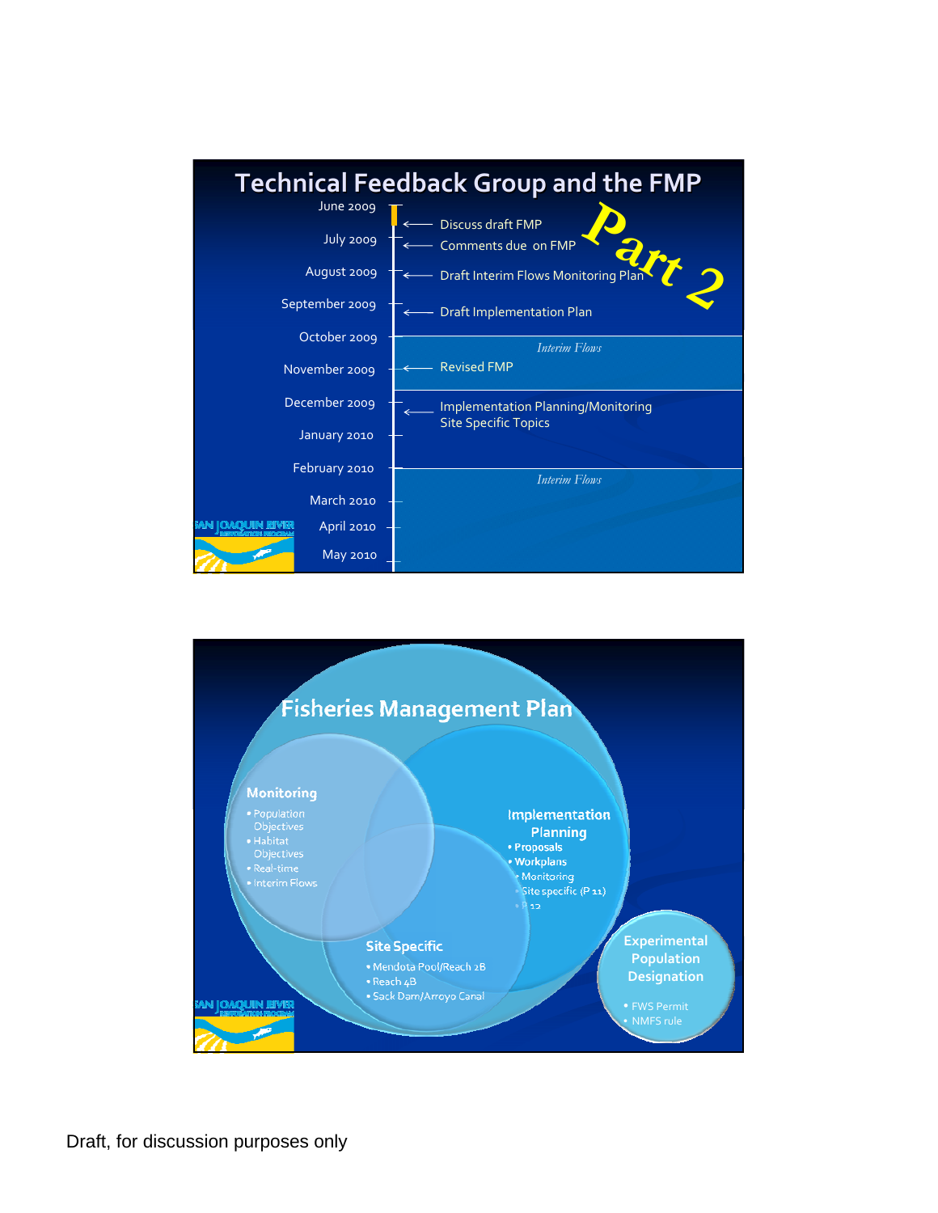## Technical Feedback Group and the FMP

*Part 2*

- June 2009
  - ← Discuss draft FMP
- July 2009
  - ← Comments due on FMP
- August 2009
  - ← Draft Interim Flows Monitoring Plan
- September 2009
  - ← Draft Implementation Plan
- October 2009
  - *Interim Flows*
- November 2009
  - ← Revised FMP
- December 2009
  - ← Implementation Planning/Monitoring Site Specific Topics
- January 2010
- February 2010
  - *Interim Flows*
- March 2010
- April 2010
- May 2010

SAN JOAQUIN RIVER RESTORATION PROGRAM

## Fisheries Management Plan

**Monitoring**
- Population Objectives
- Habitat Objectives
- Real-time
- Interim Flows

**Implementation Planning**
- Proposals
- Workplans
  - Monitoring
  - Site specific (P 11)
  - P 12

**Site Specific**
- Mendota Pool/Reach 2B
- Reach 4B
- Sack Dam/Arroyo Canal

**Experimental Population Designation**
- FWS Permit
- NMFS rule

SAN JOAQUIN RIVER RESTORATION PROGRAM

Draft, for discussion purposes only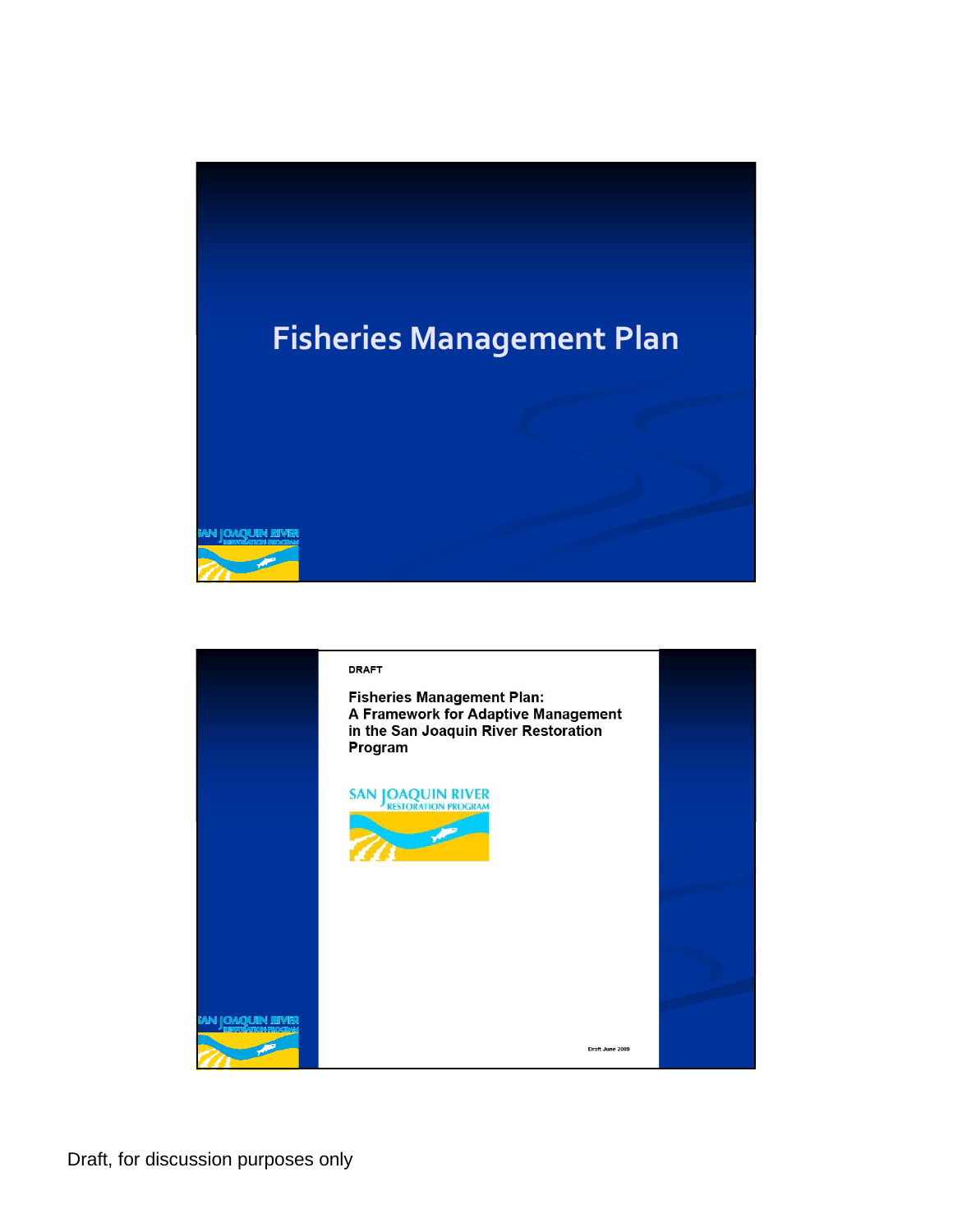# Fisheries Management Plan

SAN JOAQUIN RIVER
RESTORATION PROGRAM

---

DRAFT

**Fisheries Management Plan: A Framework for Adaptive Management in the San Joaquin River Restoration Program**

SAN JOAQUIN RIVER
RESTORATION PROGRAM

Draft June 2009

SAN JOAQUIN RIVER
RESTORATION PROGRAM

Draft, for discussion purposes only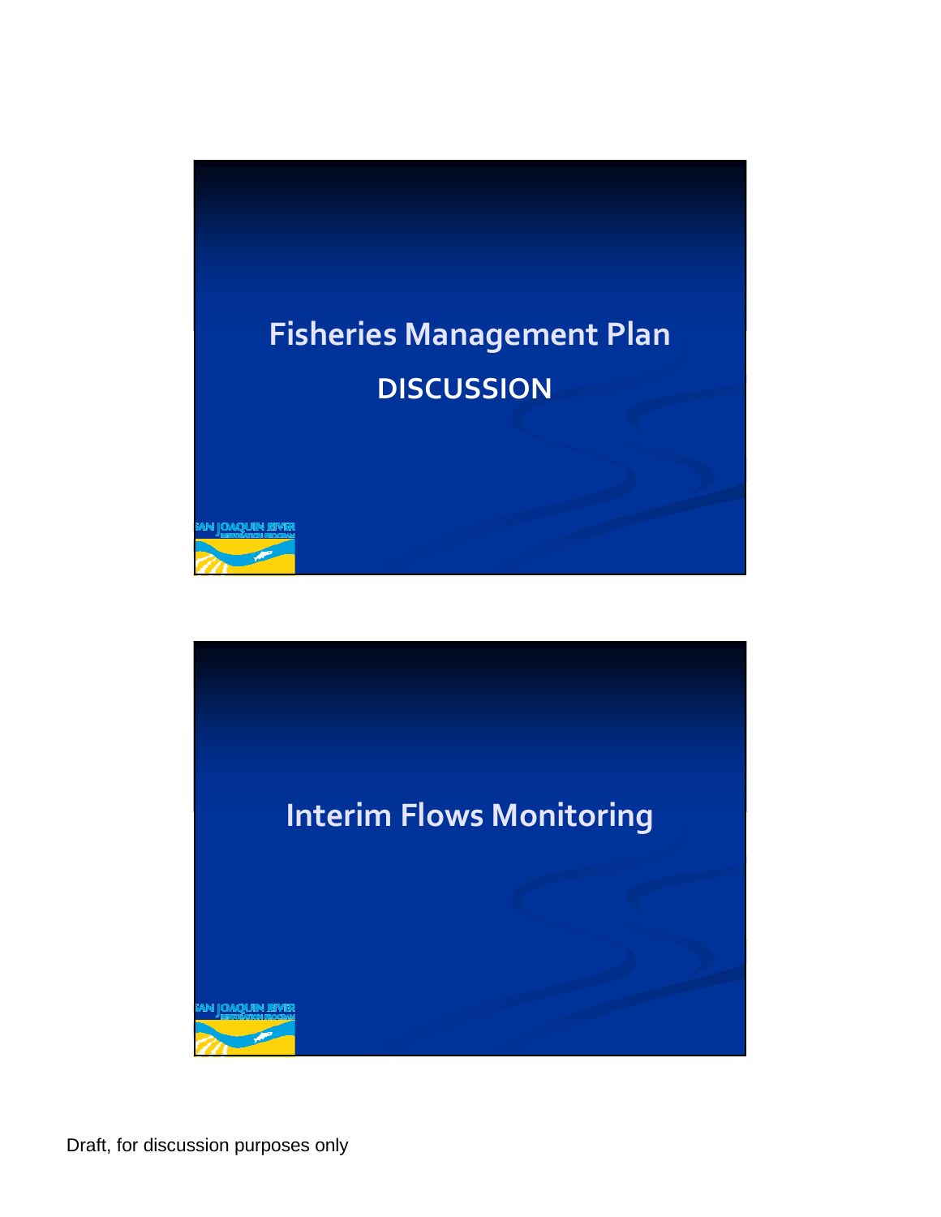## Fisheries Management Plan

**DISCUSSION**

SAN JOAQUIN RIVER RESTORATION PROGRAM

## Interim Flows Monitoring

SAN JOAQUIN RIVER RESTORATION PROGRAM

Draft, for discussion purposes only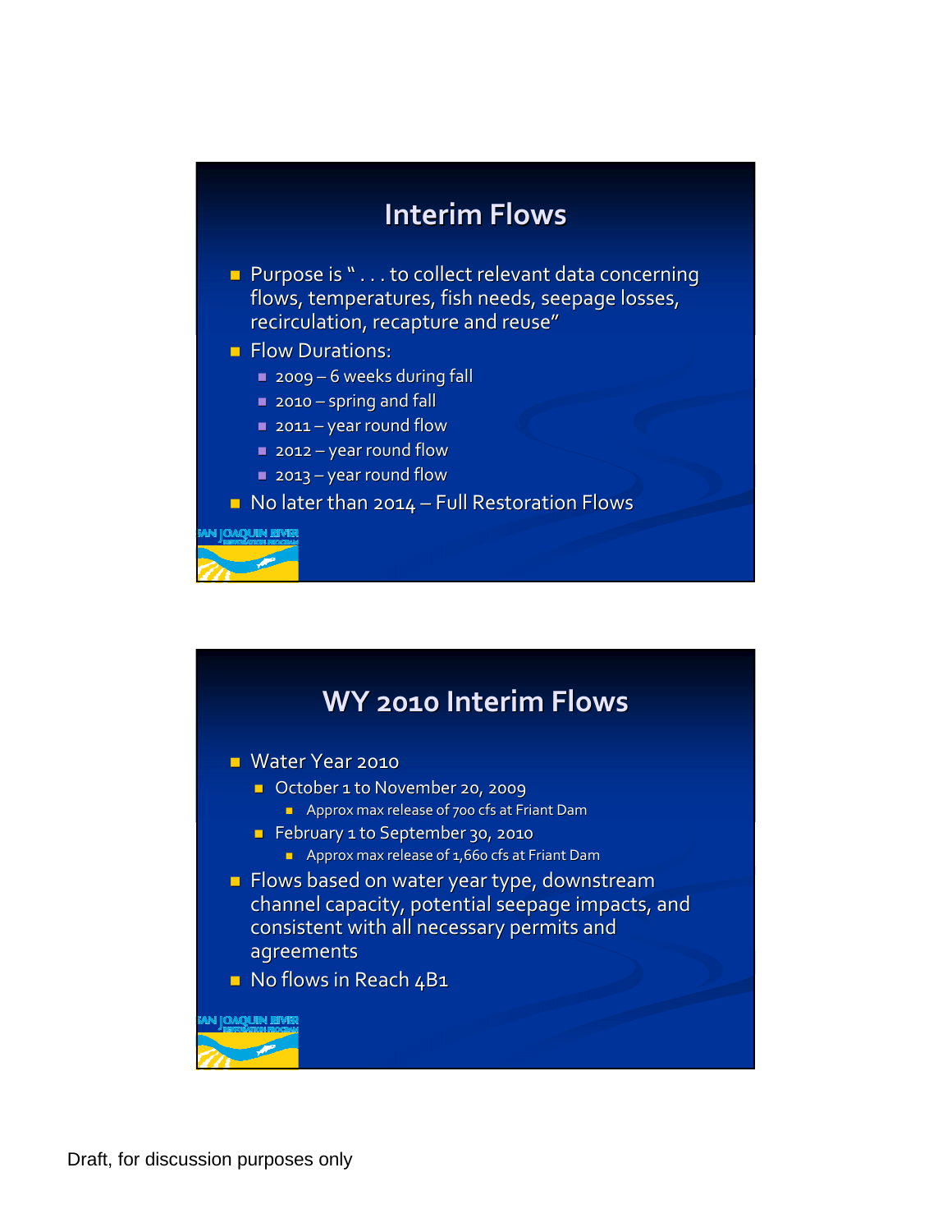## Interim Flows

- Purpose is " . . . to collect relevant data concerning flows, temperatures, fish needs, seepage losses, recirculation, recapture and reuse"
- Flow Durations:
  - 2009 – 6 weeks during fall
  - 2010 – spring and fall
  - 2011 – year round flow
  - 2012 – year round flow
  - 2013 – year round flow
- No later than 2014 – Full Restoration Flows

## WY 2010 Interim Flows

- Water Year 2010
  - October 1 to November 20, 2009
    - Approx max release of 700 cfs at Friant Dam
  - February 1 to September 30, 2010
    - Approx max release of 1,660 cfs at Friant Dam
- Flows based on water year type, downstream channel capacity, potential seepage impacts, and consistent with all necessary permits and agreements
- No flows in Reach 4B1

Draft, for discussion purposes only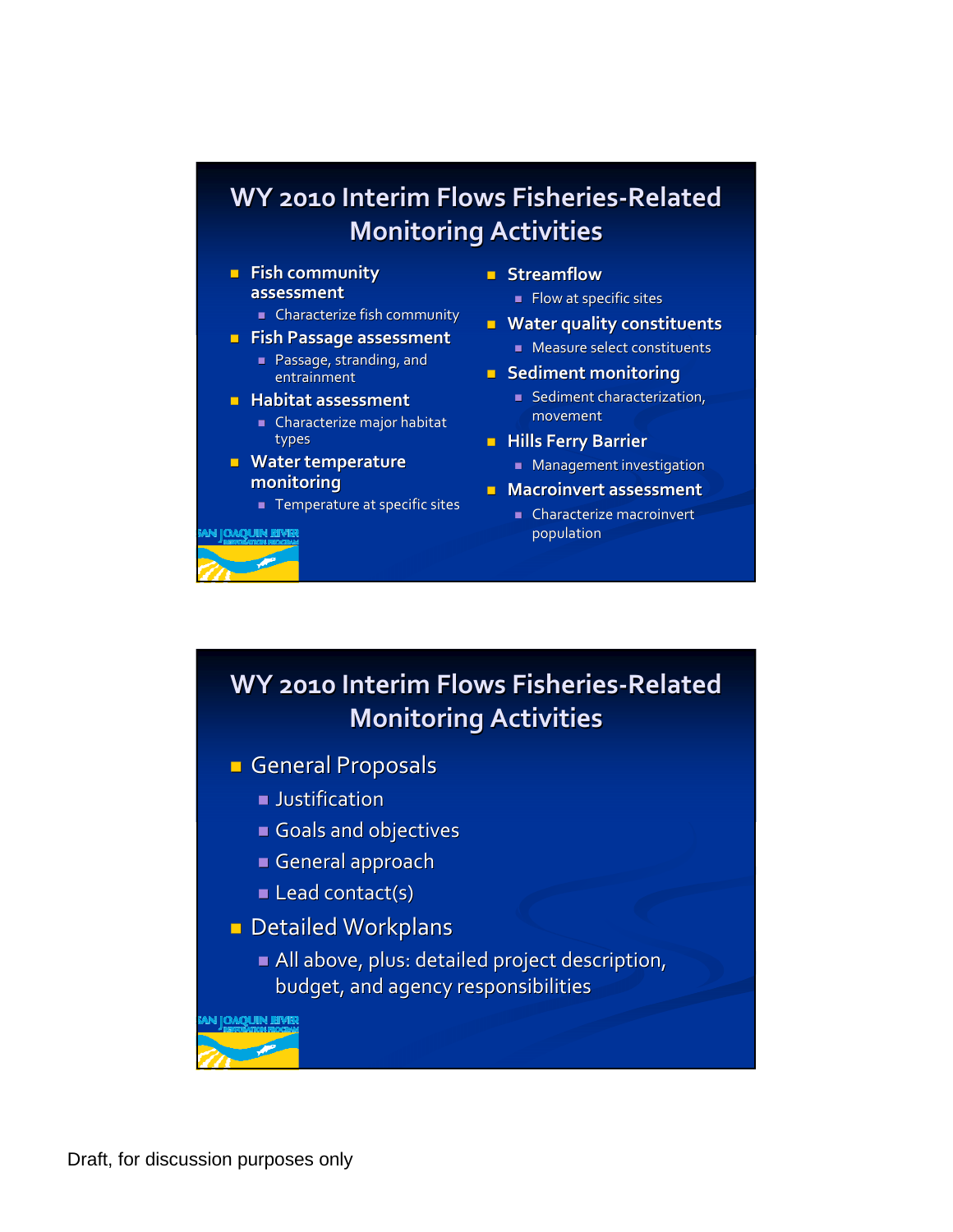## WY 2010 Interim Flows Fisheries-Related Monitoring Activities

- **Fish community assessment**
  - Characterize fish community
- **Fish Passage assessment**
  - Passage, stranding, and entrainment
- **Habitat assessment**
  - Characterize major habitat types
- **Water temperature monitoring**
  - Temperature at specific sites
- **Streamflow**
  - Flow at specific sites
- **Water quality constituents**
  - Measure select constituents
- **Sediment monitoring**
  - Sediment characterization, movement
- **Hills Ferry Barrier**
  - Management investigation
- **Macroinvert assessment**
  - Characterize macroinvert population

SAN JOAQUIN RIVER RESTORATION PROGRAM

## WY 2010 Interim Flows Fisheries-Related Monitoring Activities

- General Proposals
  - Justification
  - Goals and objectives
  - General approach
  - Lead contact(s)
- Detailed Workplans
  - All above, plus: detailed project description, budget, and agency responsibilities

SAN JOAQUIN RIVER RESTORATION PROGRAM

Draft, for discussion purposes only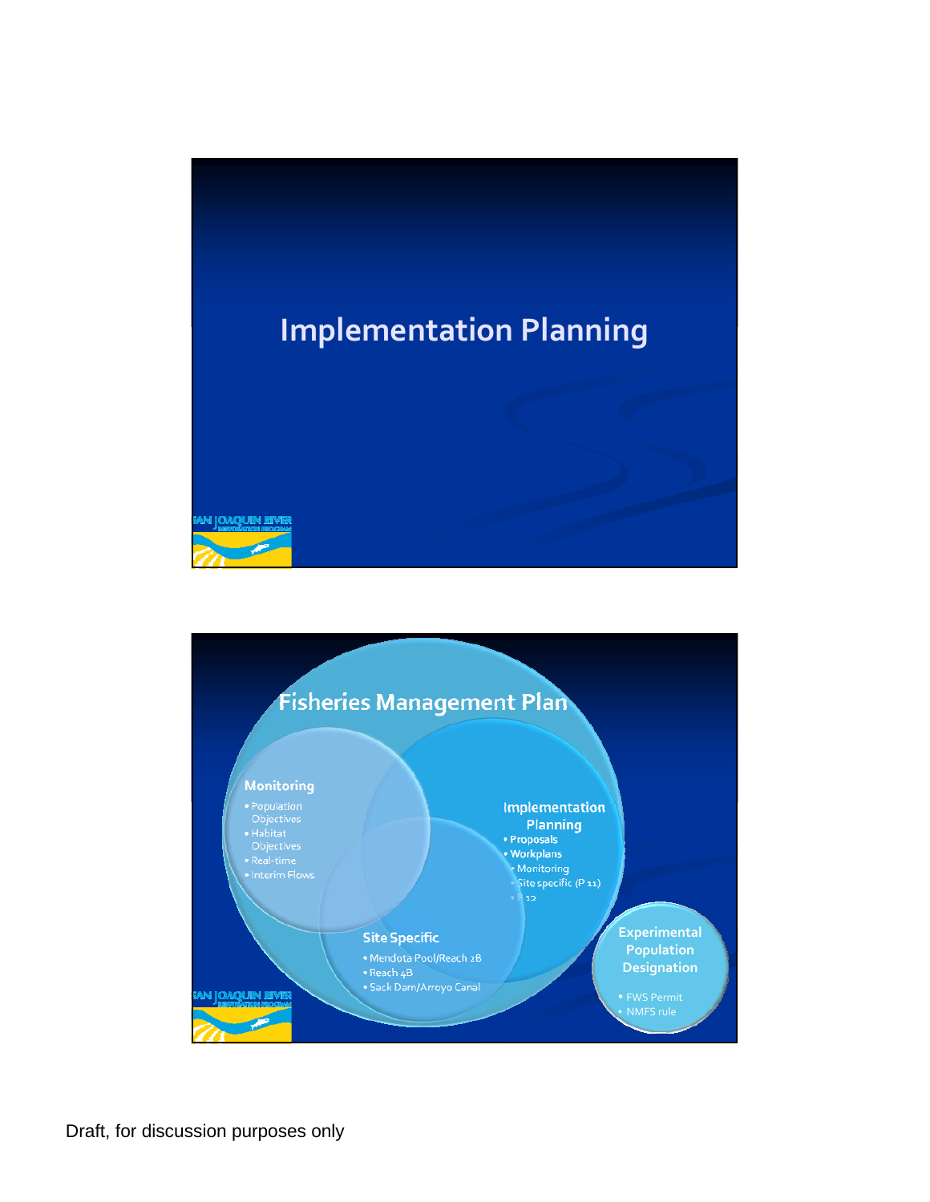# Implementation Planning

## Fisheries Management Plan

### Monitoring

- Population Objectives
- Habitat Objectives
- Real-time
- Interim Flows

### Implementation Planning

- Proposals
- Workplans
  - Monitoring
  - Site specific (P 11)
  - P 12

### Site Specific

- Mendota Pool/Reach 2B
- Reach 4B
- Sack Dam/Arroyo Canal

### Experimental Population Designation

- FWS Permit
- NMFS rule

Draft, for discussion purposes only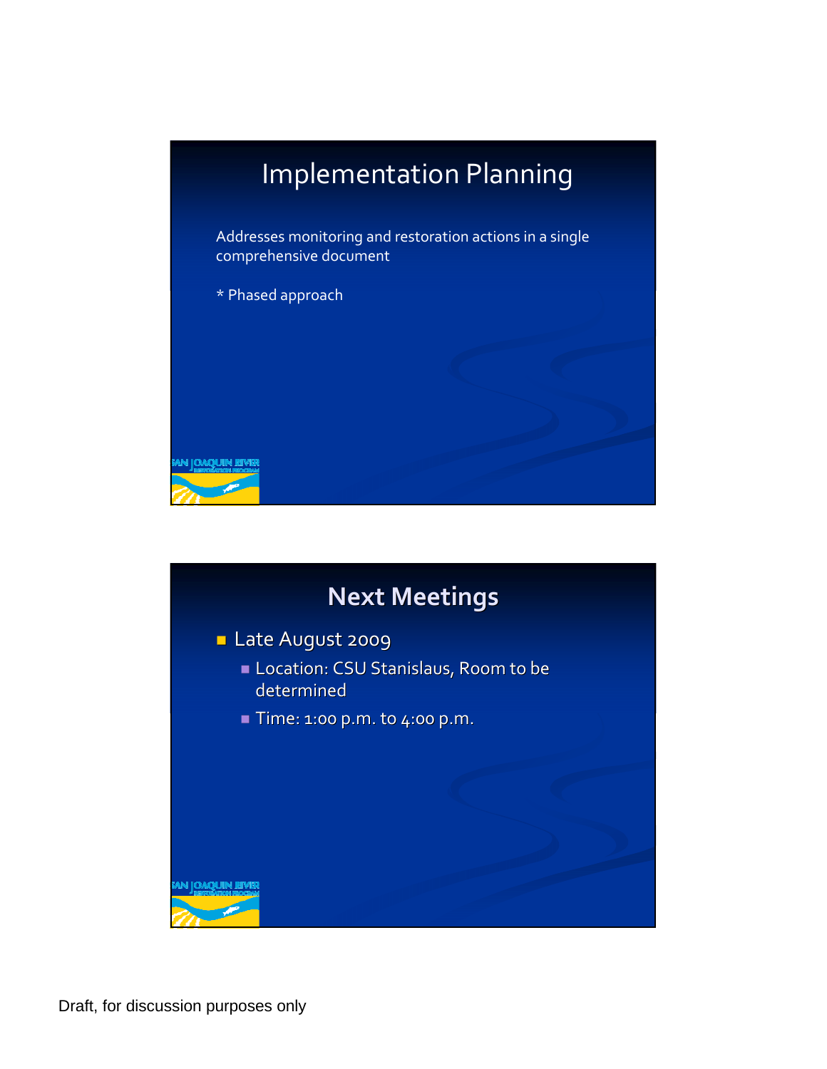## Implementation Planning

Addresses monitoring and restoration actions in a single comprehensive document

* Phased approach

## Next Meetings

- Late August 2009
  - Location: CSU Stanislaus, Room to be determined
  - Time: 1:00 p.m. to 4:00 p.m.

Draft, for discussion purposes only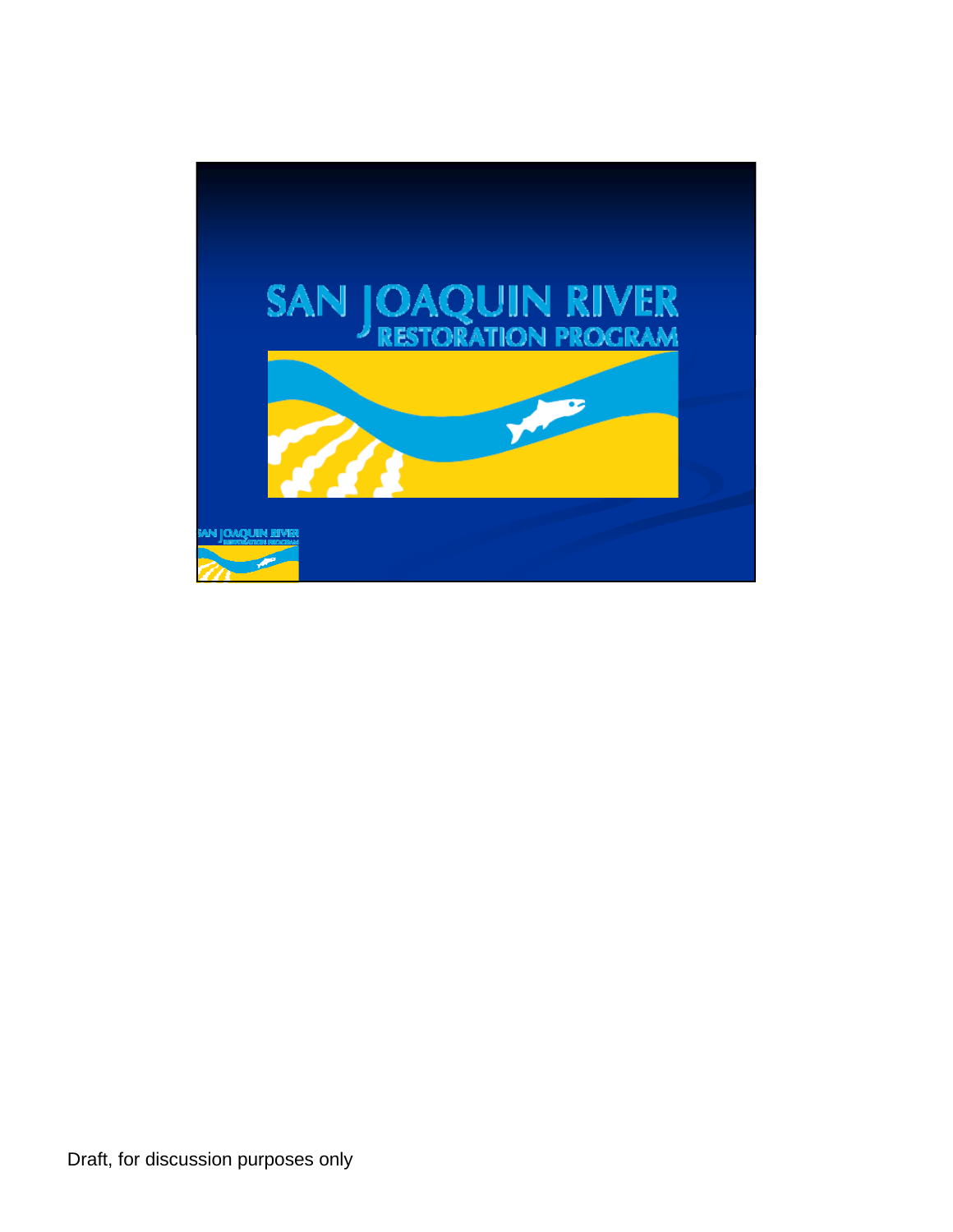SAN JOAQUIN RIVER
RESTORATION PROGRAM